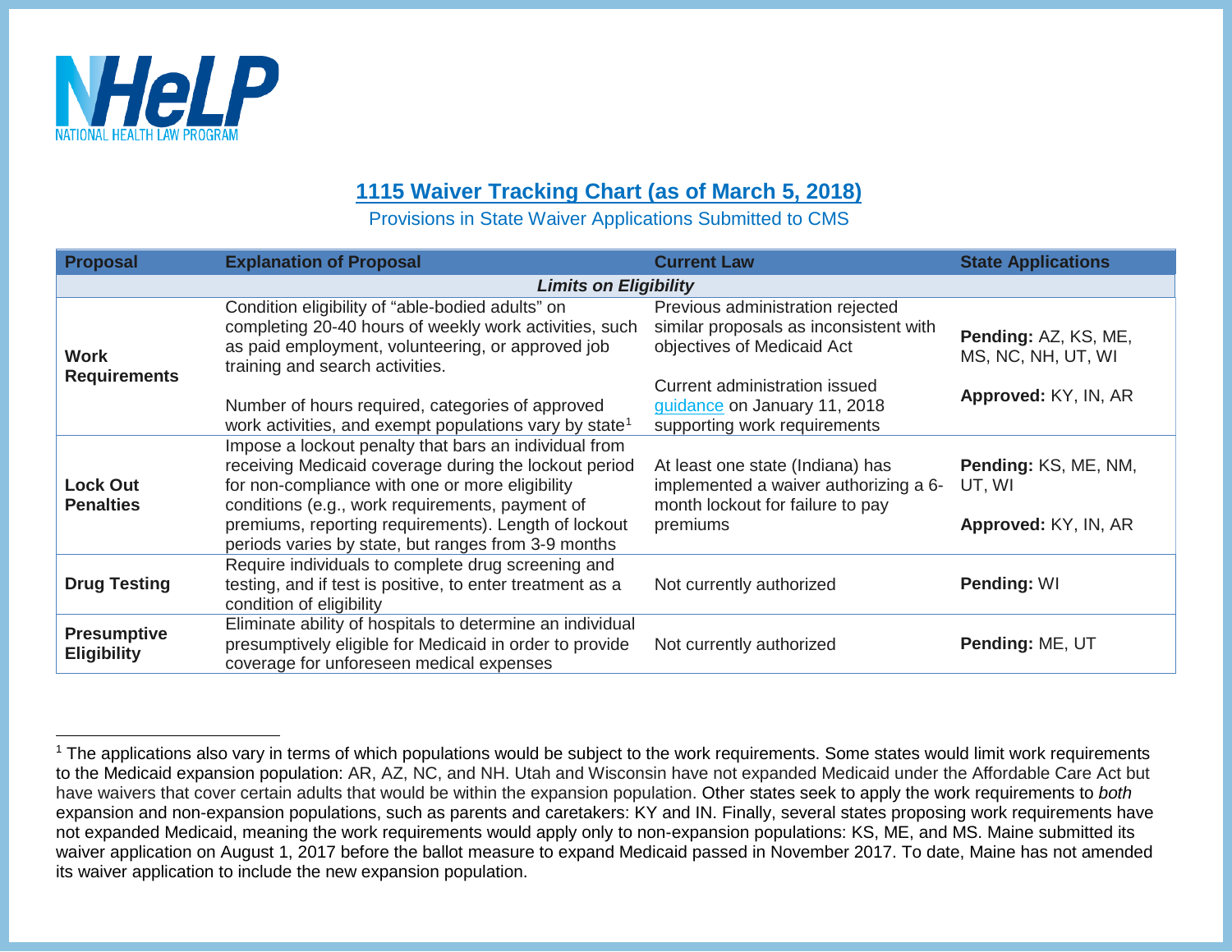NHeLP
NATIONAL HEALTH LAW PROGRAM

# 1115 Waiver Tracking Chart (as of March 5, 2018)

Provisions in State Waiver Applications Submitted to CMS

| Proposal | Explanation of Proposal | Current Law | State Applications |
|---|---|---|---|
| | ***Limits on Eligibility*** | | |
| **Work Requirements** | Condition eligibility of "able-bodied adults" on completing 20-40 hours of weekly work activities, such as paid employment, volunteering, or approved job training and search activities.<br><br>Number of hours required, categories of approved work activities, and exempt populations vary by state[1] | Previous administration rejected similar proposals as inconsistent with objectives of Medicaid Act<br><br>Current administration issued guidance on January 11, 2018 supporting work requirements | **Pending:** AZ, KS, ME, MS, NC, NH, UT, WI<br><br>**Approved:** KY, IN, AR |
| **Lock Out Penalties** | Impose a lockout penalty that bars an individual from receiving Medicaid coverage during the lockout period for non-compliance with one or more eligibility conditions (e.g., work requirements, payment of premiums, reporting requirements). Length of lockout periods varies by state, but ranges from 3-9 months | At least one state (Indiana) has implemented a waiver authorizing a 6-month lockout for failure to pay premiums | **Pending:** KS, ME, NM, UT, WI<br><br>**Approved:** KY, IN, AR |
| **Drug Testing** | Require individuals to complete drug screening and testing, and if test is positive, to enter treatment as a condition of eligibility | Not currently authorized | **Pending:** WI |
| **Presumptive Eligibility** | Eliminate ability of hospitals to determine an individual presumptively eligible for Medicaid in order to provide coverage for unforeseen medical expenses | Not currently authorized | **Pending:** ME, UT |

[1] The applications also vary in terms of which populations would be subject to the work requirements. Some states would limit work requirements to the Medicaid expansion population: AR, AZ, NC, and NH. Utah and Wisconsin have not expanded Medicaid under the Affordable Care Act but have waivers that cover certain adults that would be within the expansion population. Other states seek to apply the work requirements to *both* expansion and non-expansion populations, such as parents and caretakers: KY and IN. Finally, several states proposing work requirements have not expanded Medicaid, meaning the work requirements would apply only to non-expansion populations: KS, ME, and MS. Maine submitted its waiver application on August 1, 2017 before the ballot measure to expand Medicaid passed in November 2017. To date, Maine has not amended its waiver application to include the new expansion population.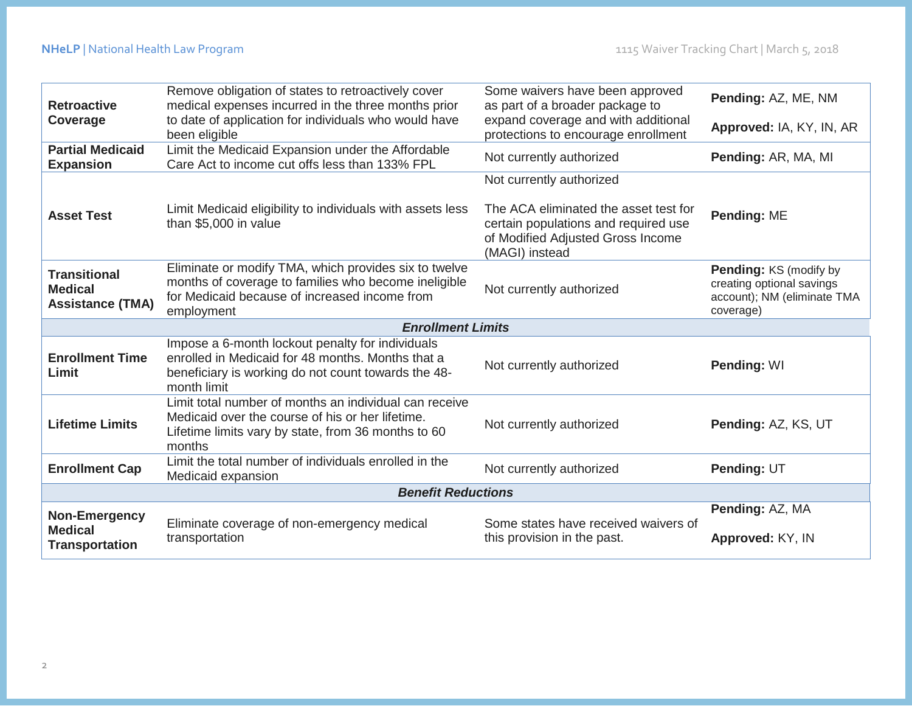| | | | |
|---|---|---|---|
| **Retroactive Coverage** | Remove obligation of states to retroactively cover medical expenses incurred in the three months prior to date of application for individuals who would have been eligible | Some waivers have been approved as part of a broader package to expand coverage and with additional protections to encourage enrollment | **Pending:** AZ, ME, NM<br><br>**Approved:** IA, KY, IN, AR |
| **Partial Medicaid Expansion** | Limit the Medicaid Expansion under the Affordable Care Act to income cut offs less than 133% FPL | Not currently authorized | **Pending:** AR, MA, MI |
| **Asset Test** | Limit Medicaid eligibility to individuals with assets less than $5,000 in value | Not currently authorized<br><br>The ACA eliminated the asset test for certain populations and required use of Modified Adjusted Gross Income (MAGI) instead | **Pending:** ME |
| **Transitional Medical Assistance (TMA)** | Eliminate or modify TMA, which provides six to twelve months of coverage to families who become ineligible for Medicaid because of increased income from employment | Not currently authorized | **Pending:** KS (modify by creating optional savings account); NM (eliminate TMA coverage) |
| | ***Enrollment Limits*** | | |
| **Enrollment Time Limit** | Impose a 6-month lockout penalty for individuals enrolled in Medicaid for 48 months. Months that a beneficiary is working do not count towards the 48-month limit | Not currently authorized | **Pending:** WI |
| **Lifetime Limits** | Limit total number of months an individual can receive Medicaid over the course of his or her lifetime. Lifetime limits vary by state, from 36 months to 60 months | Not currently authorized | **Pending:** AZ, KS, UT |
| **Enrollment Cap** | Limit the total number of individuals enrolled in the Medicaid expansion | Not currently authorized | **Pending:** UT |
| | ***Benefit Reductions*** | | |
| **Non-Emergency Medical Transportation** | Eliminate coverage of non-emergency medical transportation | Some states have received waivers of this provision in the past. | **Pending:** AZ, MA<br><br>**Approved:** KY, IN |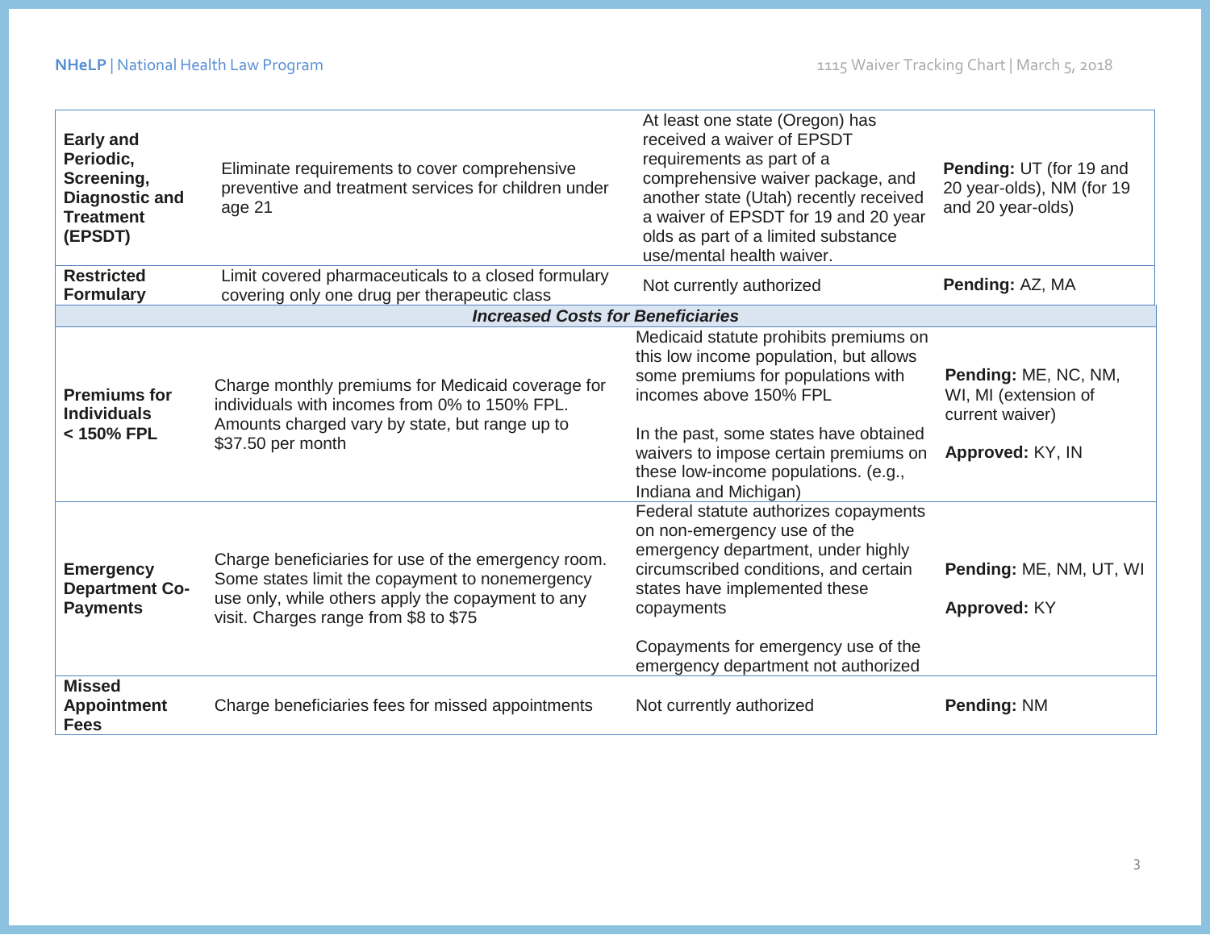| | | | |
|---|---|---|---|
| **Early and Periodic, Screening, Diagnostic and Treatment (EPSDT)** | Eliminate requirements to cover comprehensive preventive and treatment services for children under age 21 | At least one state (Oregon) has received a waiver of EPSDT requirements as part of a comprehensive waiver package, and another state (Utah) recently received a waiver of EPSDT for 19 and 20 year olds as part of a limited substance use/mental health waiver. | **Pending:** UT (for 19 and 20 year-olds), NM (for 19 and 20 year-olds) |
| **Restricted Formulary** | Limit covered pharmaceuticals to a closed formulary covering only one drug per therapeutic class | Not currently authorized | **Pending:** AZ, MA |
| ***Increased Costs for Beneficiaries*** | | | |
| **Premiums for Individuals < 150% FPL** | Charge monthly premiums for Medicaid coverage for individuals with incomes from 0% to 150% FPL. Amounts charged vary by state, but range up to $37.50 per month | Medicaid statute prohibits premiums on this low income population, but allows some premiums for populations with incomes above 150% FPL<br><br>In the past, some states have obtained waivers to impose certain premiums on these low-income populations. (e.g., Indiana and Michigan) | **Pending:** ME, NC, NM, WI, MI (extension of current waiver)<br><br>**Approved:** KY, IN |
| **Emergency Department Co-Payments** | Charge beneficiaries for use of the emergency room. Some states limit the copayment to nonemergency use only, while others apply the copayment to any visit. Charges range from $8 to $75 | Federal statute authorizes copayments on non-emergency use of the emergency department, under highly circumscribed conditions, and certain states have implemented these copayments<br><br>Copayments for emergency use of the emergency department not authorized | **Pending:** ME, NM, UT, WI<br><br>**Approved:** KY |
| **Missed Appointment Fees** | Charge beneficiaries fees for missed appointments | Not currently authorized | **Pending:** NM |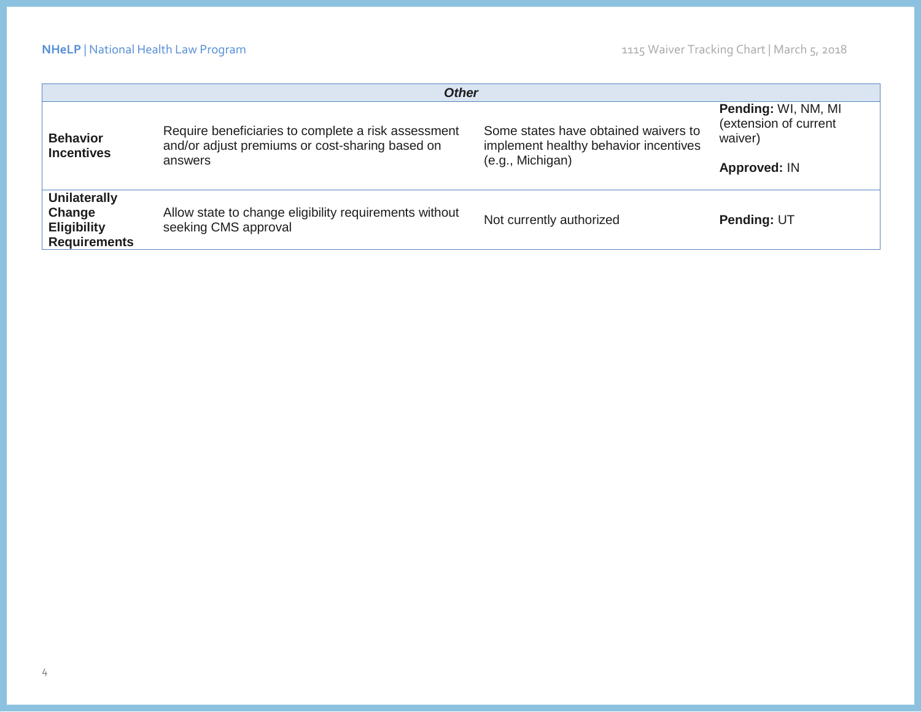| | | | |
|---|---|---|---|
| ***Other*** | | | |
| **Behavior Incentives** | Require beneficiaries to complete a risk assessment and/or adjust premiums or cost-sharing based on answers | Some states have obtained waivers to implement healthy behavior incentives (e.g., Michigan) | **Pending:** WI, NM, MI (extension of current waiver)<br><br>**Approved:** IN |
| **Unilaterally Change Eligibility Requirements** | Allow state to change eligibility requirements without seeking CMS approval | Not currently authorized | **Pending:** UT |